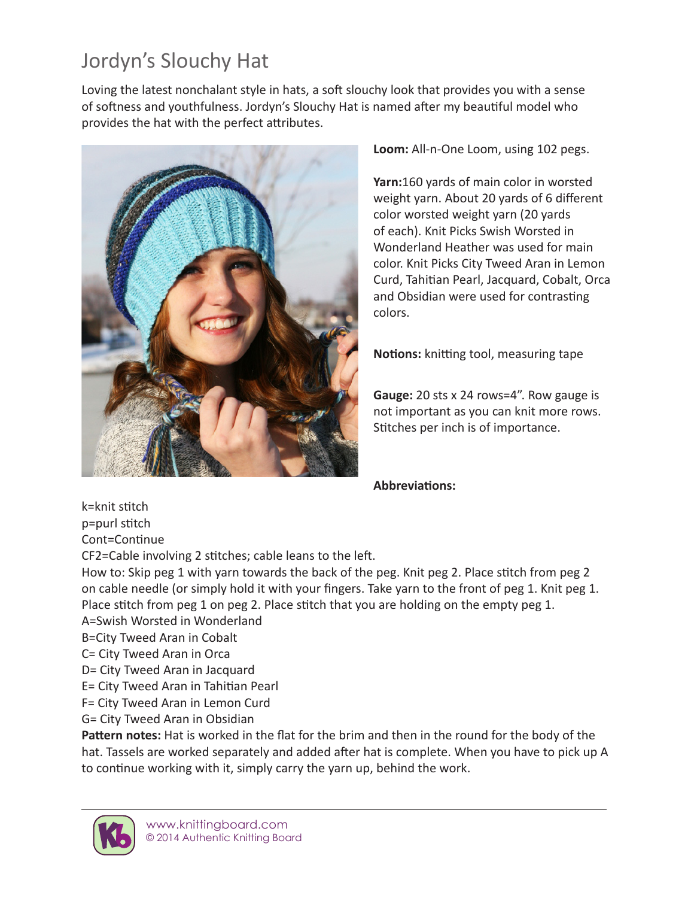# Jordyn's Slouchy Hat

Loving the latest nonchalant style in hats, a soft slouchy look that provides you with a sense of softness and youthfulness. Jordyn's Slouchy Hat is named after my beautiful model who provides the hat with the perfect attributes.

**Loom:** All-n-One Loom, using 102 pegs.

**Yarn:** 160 yards of main color in worsted weight yarn. About 20 yards of 6 different color worsted weight yarn (20 yards of each). Knit Picks Swish Worsted in Wonderland Heather was used for main color. Knit Picks City Tweed Aran in Lemon Curd, Tahitian Pearl, Jacquard, Cobalt, Orca and Obsidian were used for contrasting colors.

**Notions:** knitting tool, measuring tape

**Gauge:** 20 sts x 24 rows=4". Row gauge is not important as you can knit more rows. Stitches per inch is of importance.

**Abbreviations:**

k=knit stitch
p=purl stitch
Cont=Continue
CF2=Cable involving 2 stitches; cable leans to the left.
How to: Skip peg 1 with yarn towards the back of the peg. Knit peg 2. Place stitch from peg 2 on cable needle (or simply hold it with your fingers. Take yarn to the front of peg 1. Knit peg 1. Place stitch from peg 1 on peg 2. Place stitch that you are holding on the empty peg 1.
A=Swish Worsted in Wonderland
B=City Tweed Aran in Cobalt
C= City Tweed Aran in Orca
D= City Tweed Aran in Jacquard
E= City Tweed Aran in Tahitian Pearl
F= City Tweed Aran in Lemon Curd
G= City Tweed Aran in Obsidian

**Pattern notes:** Hat is worked in the flat for the brim and then in the round for the body of the hat. Tassels are worked separately and added after hat is complete. When you have to pick up A to continue working with it, simply carry the yarn up, behind the work.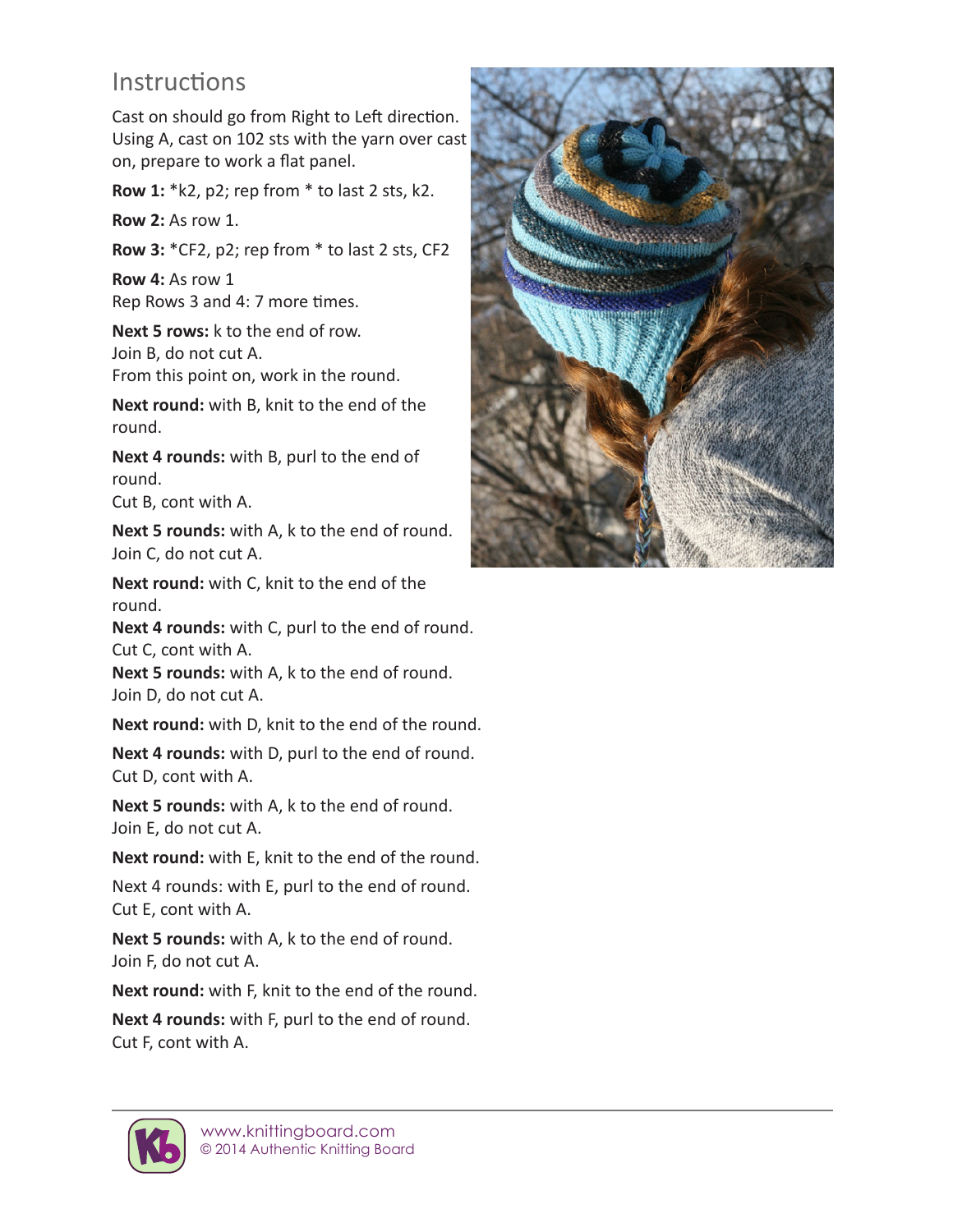## Instructions

Cast on should go from Right to Left direction. Using A, cast on 102 sts with the yarn over cast on, prepare to work a flat panel.

**Row 1:** *k2, p2; rep from * to last 2 sts, k2.

**Row 2:** As row 1.

**Row 3:** *CF2, p2; rep from * to last 2 sts, CF2

**Row 4:** As row 1
Rep Rows 3 and 4: 7 more times.

**Next 5 rows:** k to the end of row.
Join B, do not cut A.
From this point on, work in the round.

**Next round:** with B, knit to the end of the round.

**Next 4 rounds:** with B, purl to the end of round.
Cut B, cont with A.

**Next 5 rounds:** with A, k to the end of round.
Join C, do not cut A.

**Next round:** with C, knit to the end of the round.
**Next 4 rounds:** with C, purl to the end of round.
Cut C, cont with A.
**Next 5 rounds:** with A, k to the end of round.
Join D, do not cut A.

**Next round:** with D, knit to the end of the round.

**Next 4 rounds:** with D, purl to the end of round.
Cut D, cont with A.

**Next 5 rounds:** with A, k to the end of round.
Join E, do not cut A.

**Next round:** with E, knit to the end of the round.

Next 4 rounds: with E, purl to the end of round.
Cut E, cont with A.

**Next 5 rounds:** with A, k to the end of round.
Join F, do not cut A.

**Next round:** with F, knit to the end of the round.

**Next 4 rounds:** with F, purl to the end of round.
Cut F, cont with A.

www.knittingboard.com
© 2014 Authentic Knitting Board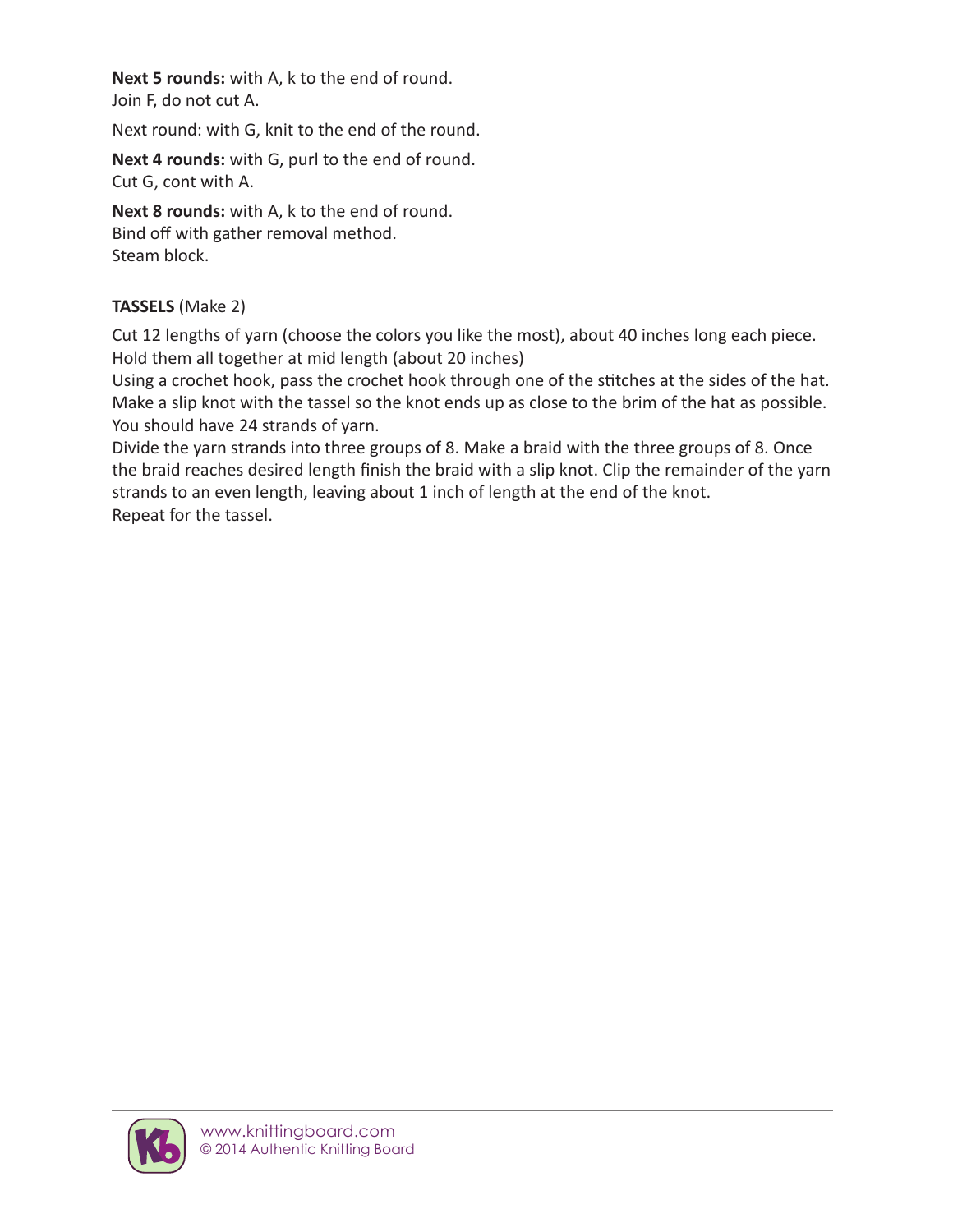**Next 5 rounds:** with A, k to the end of round.
Join F, do not cut A.

Next round: with G, knit to the end of the round.

**Next 4 rounds:** with G, purl to the end of round.
Cut G, cont with A.

**Next 8 rounds:** with A, k to the end of round.
Bind off with gather removal method.
Steam block.

**TASSELS** (Make 2)

Cut 12 lengths of yarn (choose the colors you like the most), about 40 inches long each piece.
Hold them all together at mid length (about 20 inches)
Using a crochet hook, pass the crochet hook through one of the stitches at the sides of the hat.
Make a slip knot with the tassel so the knot ends up as close to the brim of the hat as possible.
You should have 24 strands of yarn.
Divide the yarn strands into three groups of 8. Make a braid with the three groups of 8. Once the braid reaches desired length finish the braid with a slip knot. Clip the remainder of the yarn strands to an even length, leaving about 1 inch of length at the end of the knot.
Repeat for the tassel.